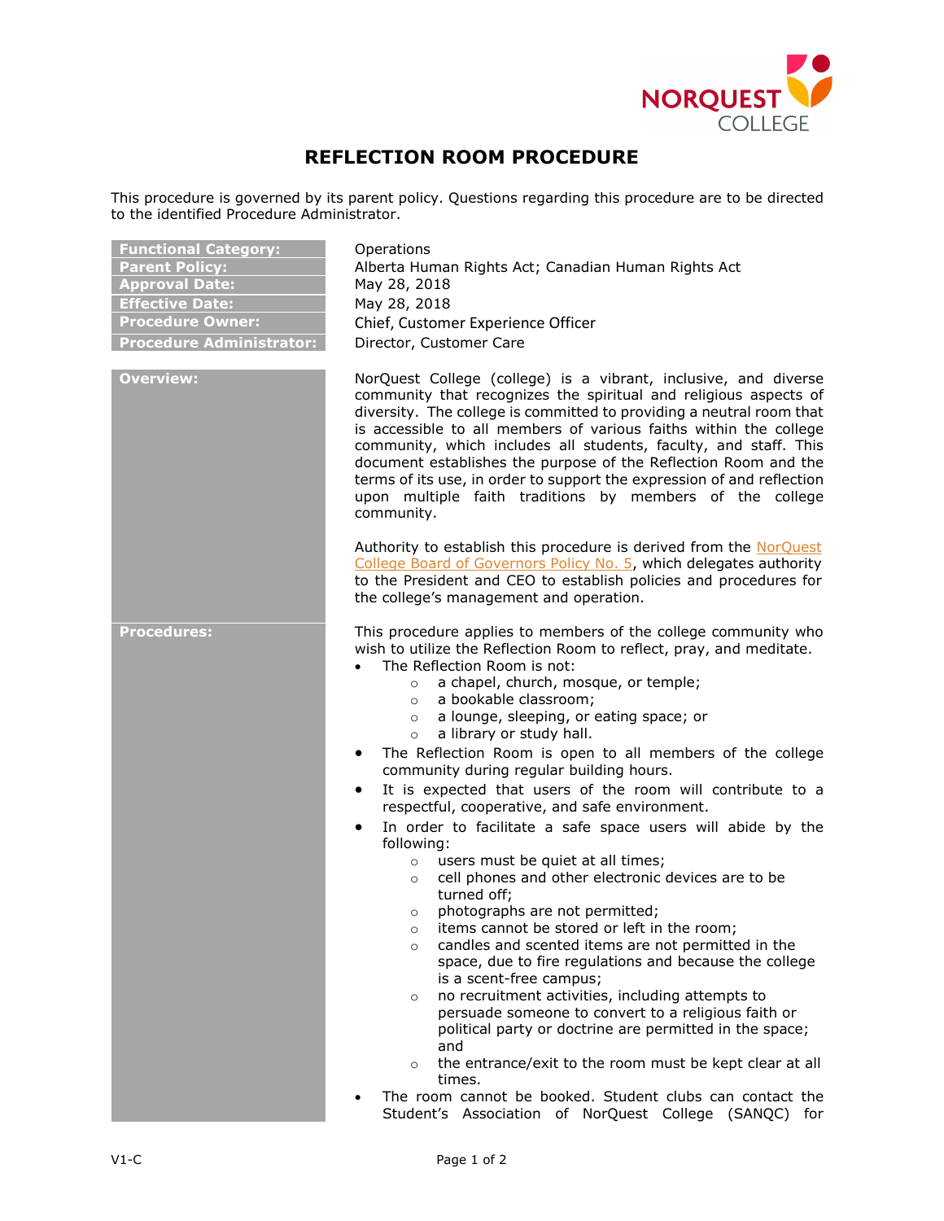# REFLECTION ROOM PROCEDURE

This procedure is governed by its parent policy. Questions regarding this procedure are to be directed to the identified Procedure Administrator.

| | |
|---|---|
| **Functional Category:** | Operations |
| **Parent Policy:** | Alberta Human Rights Act; Canadian Human Rights Act |
| **Approval Date:** | May 28, 2018 |
| **Effective Date:** | May 28, 2018 |
| **Procedure Owner:** | Chief, Customer Experience Officer |
| **Procedure Administrator:** | Director, Customer Care |

**Overview:**

NorQuest College (college) is a vibrant, inclusive, and diverse community that recognizes the spiritual and religious aspects of diversity. The college is committed to providing a neutral room that is accessible to all members of various faiths within the college community, which includes all students, faculty, and staff. This document establishes the purpose of the Reflection Room and the terms of its use, in order to support the expression of and reflection upon multiple faith traditions by members of the college community.

Authority to establish this procedure is derived from the NorQuest College Board of Governors Policy No. 5, which delegates authority to the President and CEO to establish policies and procedures for the college's management and operation.

**Procedures:**

This procedure applies to members of the college community who wish to utilize the Reflection Room to reflect, pray, and meditate.

- The Reflection Room is not:
  - a chapel, church, mosque, or temple;
  - a bookable classroom;
  - a lounge, sleeping, or eating space; or
  - a library or study hall.
- The Reflection Room is open to all members of the college community during regular building hours.
- It is expected that users of the room will contribute to a respectful, cooperative, and safe environment.
- In order to facilitate a safe space users will abide by the following:
  - users must be quiet at all times;
  - cell phones and other electronic devices are to be turned off;
  - photographs are not permitted;
  - items cannot be stored or left in the room;
  - candles and scented items are not permitted in the space, due to fire regulations and because the college is a scent-free campus;
  - no recruitment activities, including attempts to persuade someone to convert to a religious faith or political party or doctrine are permitted in the space; and
  - the entrance/exit to the room must be kept clear at all times.
- The room cannot be booked. Student clubs can contact the Student's Association of NorQuest College (SANQC) for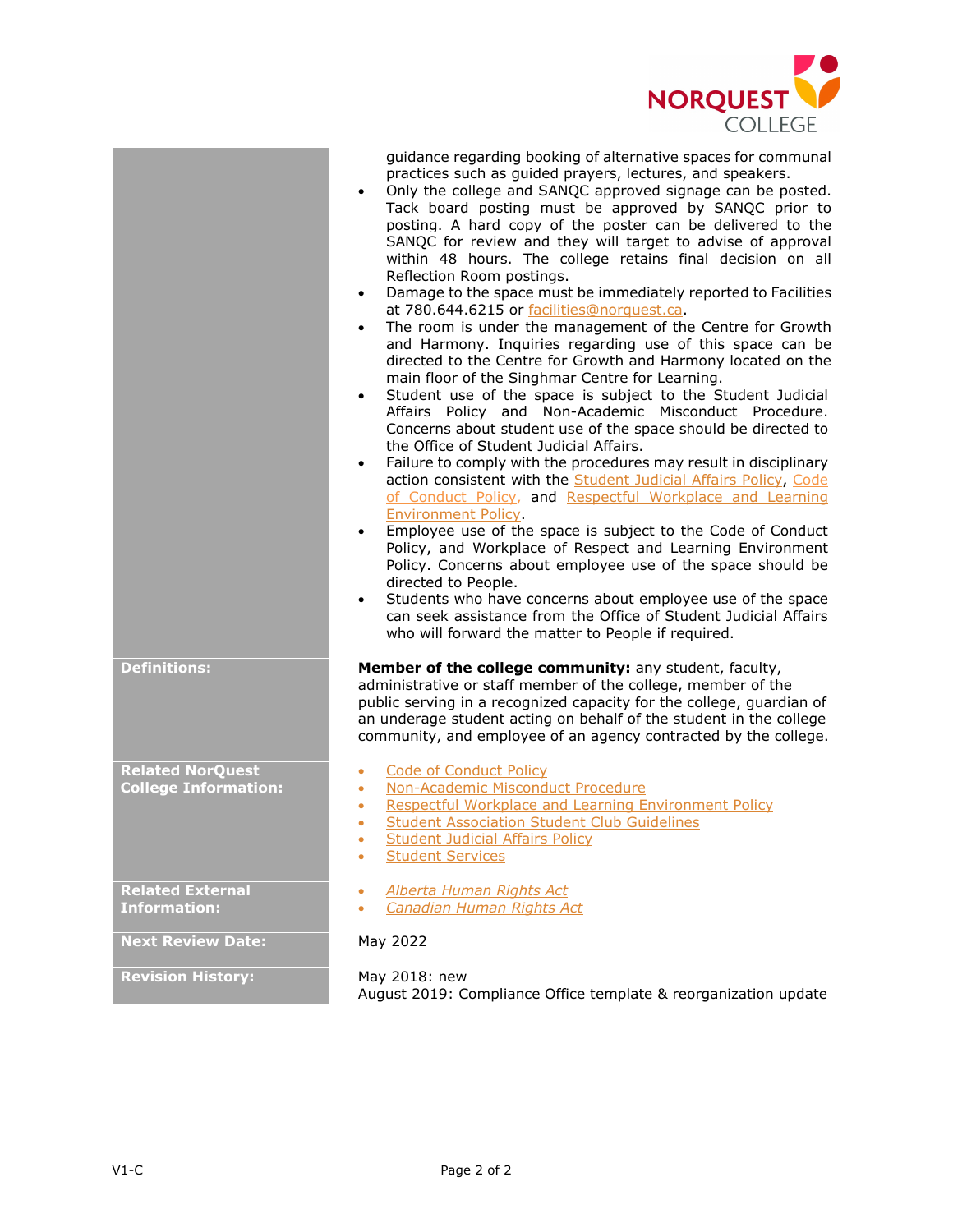guidance regarding booking of alternative spaces for communal practices such as guided prayers, lectures, and speakers.

- Only the college and SANQC approved signage can be posted. Tack board posting must be approved by SANQC prior to posting. A hard copy of the poster can be delivered to the SANQC for review and they will target to advise of approval within 48 hours. The college retains final decision on all Reflection Room postings.
- Damage to the space must be immediately reported to Facilities at 780.644.6215 or facilities@norquest.ca.
- The room is under the management of the Centre for Growth and Harmony. Inquiries regarding use of this space can be directed to the Centre for Growth and Harmony located on the main floor of the Singhmar Centre for Learning.
- Student use of the space is subject to the Student Judicial Affairs Policy and Non-Academic Misconduct Procedure. Concerns about student use of the space should be directed to the Office of Student Judicial Affairs.
- Failure to comply with the procedures may result in disciplinary action consistent with the Student Judicial Affairs Policy, Code of Conduct Policy, and Respectful Workplace and Learning Environment Policy.
- Employee use of the space is subject to the Code of Conduct Policy, and Workplace of Respect and Learning Environment Policy. Concerns about employee use of the space should be directed to People.
- Students who have concerns about employee use of the space can seek assistance from the Office of Student Judicial Affairs who will forward the matter to People if required.

**Definitions:**

**Member of the college community:** any student, faculty, administrative or staff member of the college, member of the public serving in a recognized capacity for the college, guardian of an underage student acting on behalf of the student in the college community, and employee of an agency contracted by the college.

**Related NorQuest College Information:**

- Code of Conduct Policy
- Non-Academic Misconduct Procedure
- Respectful Workplace and Learning Environment Policy
- Student Association Student Club Guidelines
- Student Judicial Affairs Policy
- Student Services

**Related External Information:**

- *Alberta Human Rights Act*
- *Canadian Human Rights Act*

**Next Review Date:**

May 2022

**Revision History:**

May 2018: new
August 2019: Compliance Office template & reorganization update

V1-C